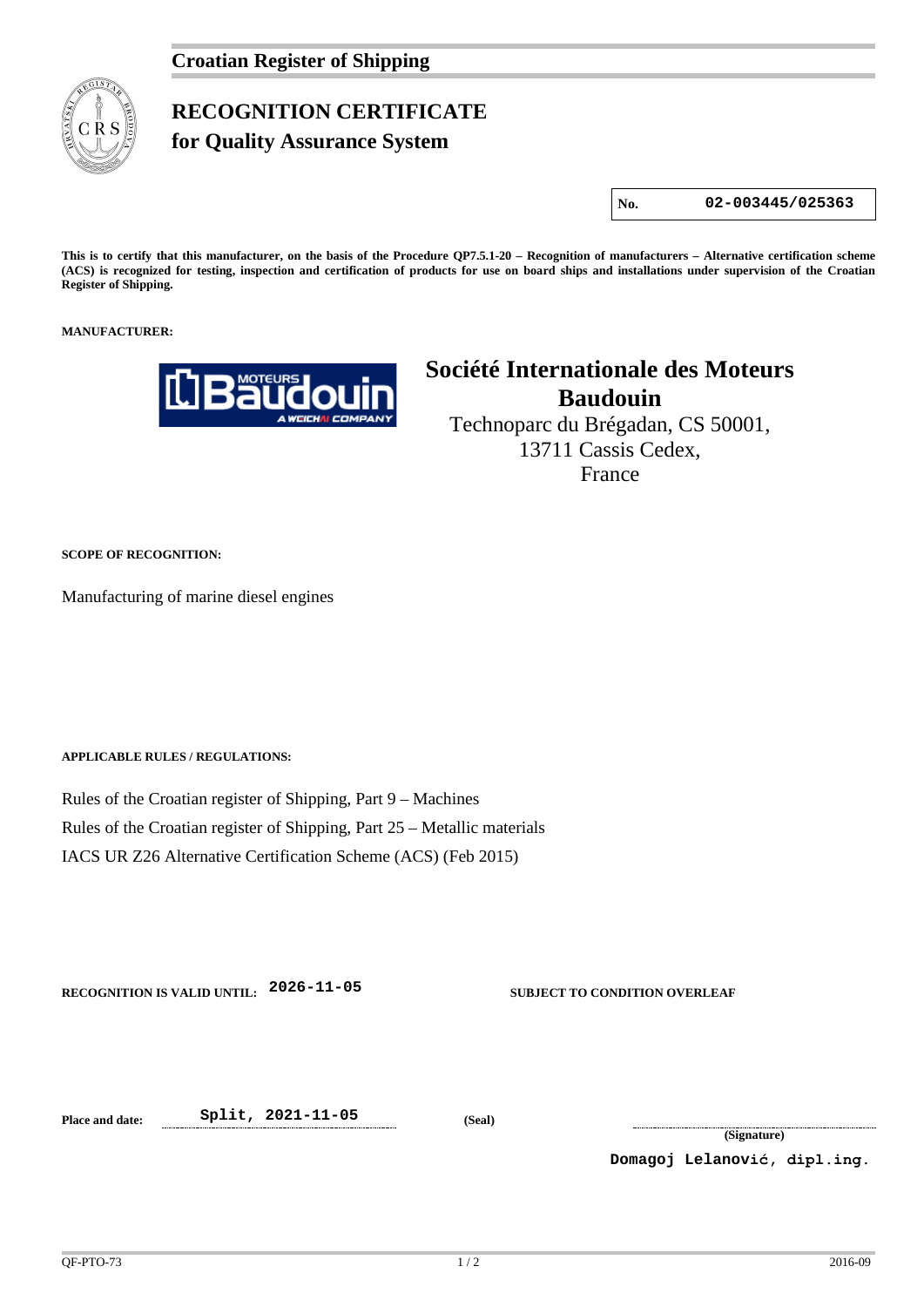**Croatian Register of Shipping**

# RECOGNITION CERTIFICATE
## for Quality Assurance System

| No. | 02-003445/025363 |
|---|---|

**This is to certify that this manufacturer, on the basis of the Procedure QP7.5.1-20 – Recognition of manufacturers – Alternative certification scheme (ACS) is recognized for testing, inspection and certification of products for use on board ships and installations under supervision of the Croatian Register of Shipping.**

**MANUFACTURER:**

**Société Internationale des Moteurs Baudouin**
Technoparc du Brégadan, CS 50001,
13711 Cassis Cedex,
France

**SCOPE OF RECOGNITION:**

Manufacturing of marine diesel engines

**APPLICABLE RULES / REGULATIONS:**

Rules of the Croatian register of Shipping, Part 9 – Machines
Rules of the Croatian register of Shipping, Part 25 – Metallic materials
IACS UR Z26 Alternative Certification Scheme (ACS) (Feb 2015)

**RECOGNITION IS VALID UNTIL:** 2026-11-05

**SUBJECT TO CONDITION OVERLEAF**

**Place and date:** Split, 2021-11-05

**(Seal)**

**(Signature)**

Domagoj Lelanović, dipl.ing.

QF-PTO-73 2016-09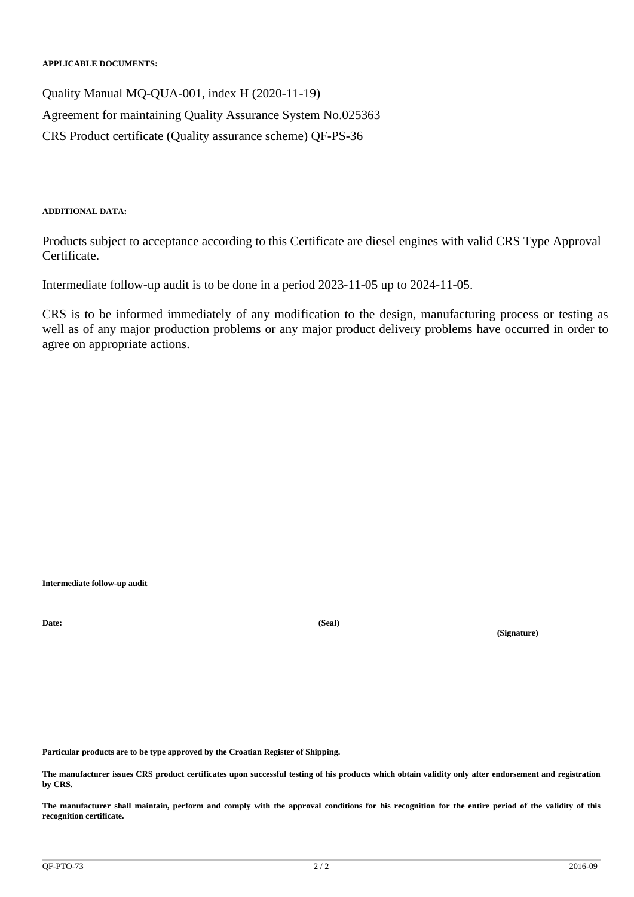**APPLICABLE DOCUMENTS:**

Quality Manual MQ-QUA-001, index H (2020-11-19)

Agreement for maintaining Quality Assurance System No.025363

CRS Product certificate (Quality assurance scheme) QF-PS-36

**ADDITIONAL DATA:**

Products subject to acceptance according to this Certificate are diesel engines with valid CRS Type Approval Certificate.

Intermediate follow-up audit is to be done in a period 2023-11-05 up to 2024-11-05.

CRS is to be informed immediately of any modification to the design, manufacturing process or testing as well as of any major production problems or any major product delivery problems have occurred in order to agree on appropriate actions.

**Intermediate follow-up audit**

**Date:** .................................................... **(Seal)** ....................................................

**(Signature)**

**Particular products are to be type approved by the Croatian Register of Shipping.**

**The manufacturer issues CRS product certificates upon successful testing of his products which obtain validity only after endorsement and registration by CRS.**

**The manufacturer shall maintain, perform and comply with the approval conditions for his recognition for the entire period of the validity of this recognition certificate.**

QF-PTO-73 2016-09